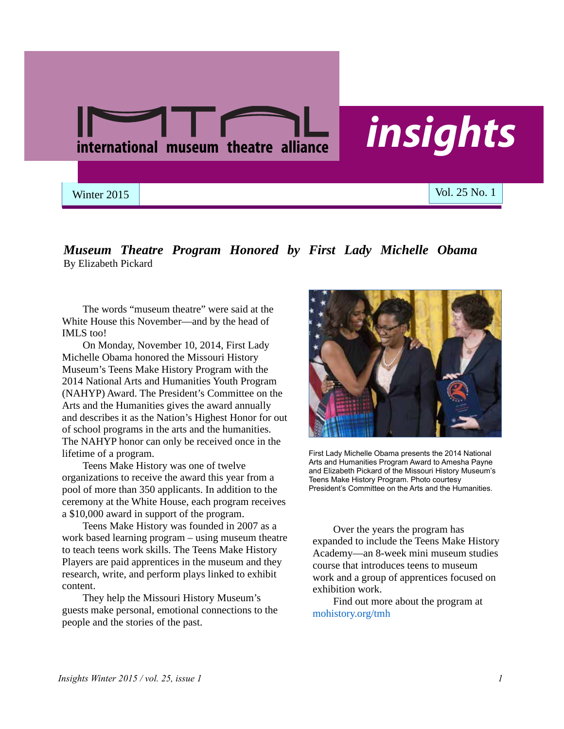# IMTAL international museum theatre alliance — insights

Winter 2015 Vol. 25 No. 1

## *Museum Theatre Program Honored by First Lady Michelle Obama*

By Elizabeth Pickard

The words "museum theatre" were said at the White House this November—and by the head of IMLS too!

On Monday, November 10, 2014, First Lady Michelle Obama honored the Missouri History Museum's Teens Make History Program with the 2014 National Arts and Humanities Youth Program (NAHYP) Award. The President's Committee on the Arts and the Humanities gives the award annually and describes it as the Nation's Highest Honor for out of school programs in the arts and the humanities. The NAHYP honor can only be received once in the lifetime of a program.

Teens Make History was one of twelve organizations to receive the award this year from a pool of more than 350 applicants. In addition to the ceremony at the White House, each program receives a $10,000 award in support of the program.

Teens Make History was founded in 2007 as a work based learning program – using museum theatre to teach teens work skills. The Teens Make History Players are paid apprentices in the museum and they research, write, and perform plays linked to exhibit content.

They help the Missouri History Museum's guests make personal, emotional connections to the people and the stories of the past.

First Lady Michelle Obama presents the 2014 National Arts and Humanities Program Award to Amesha Payne and Elizabeth Pickard of the Missouri History Museum's Teens Make History Program. Photo courtesy President's Committee on the Arts and the Humanities.

Over the years the program has expanded to include the Teens Make History Academy—an 8-week mini museum studies course that introduces teens to museum work and a group of apprentices focused on exhibition work.

Find out more about the program at mohistory.org/tmh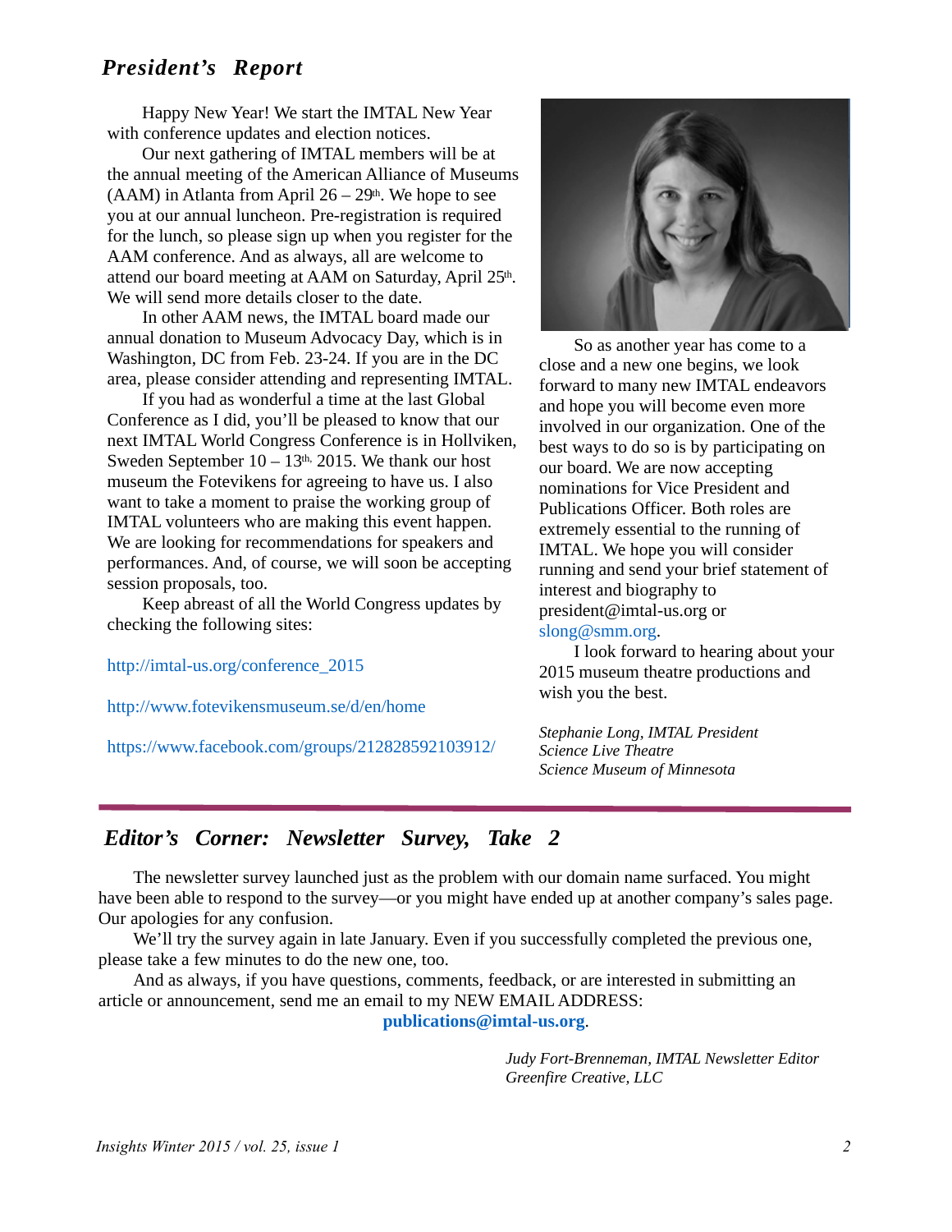## *President's Report*

Happy New Year! We start the IMTAL New Year with conference updates and election notices.

Our next gathering of IMTAL members will be at the annual meeting of the American Alliance of Museums (AAM) in Atlanta from April 26 – 29th. We hope to see you at our annual luncheon. Pre-registration is required for the lunch, so please sign up when you register for the AAM conference. And as always, all are welcome to attend our board meeting at AAM on Saturday, April 25th. We will send more details closer to the date.

In other AAM news, the IMTAL board made our annual donation to Museum Advocacy Day, which is in Washington, DC from Feb. 23-24. If you are in the DC area, please consider attending and representing IMTAL.

If you had as wonderful a time at the last Global Conference as I did, you'll be pleased to know that our next IMTAL World Congress Conference is in Hollviken, Sweden September 10 – 13th, 2015. We thank our host museum the Fotevikens for agreeing to have us. I also want to take a moment to praise the working group of IMTAL volunteers who are making this event happen. We are looking for recommendations for speakers and performances. And, of course, we will soon be accepting session proposals, too.

Keep abreast of all the World Congress updates by checking the following sites:

http://imtal-us.org/conference_2015

http://www.fotevikensmuseum.se/d/en/home

https://www.facebook.com/groups/212828592103912/

So as another year has come to a close and a new one begins, we look forward to many new IMTAL endeavors and hope you will become even more involved in our organization. One of the best ways to do so is by participating on our board. We are now accepting nominations for Vice President and Publications Officer. Both roles are extremely essential to the running of IMTAL. We hope you will consider running and send your brief statement of interest and biography to president@imtal-us.org or slong@smm.org.

I look forward to hearing about your 2015 museum theatre productions and wish you the best.

*Stephanie Long, IMTAL President*
*Science Live Theatre*
*Science Museum of Minnesota*

---

## *Editor's Corner: Newsletter Survey, Take 2*

The newsletter survey launched just as the problem with our domain name surfaced. You might have been able to respond to the survey—or you might have ended up at another company's sales page. Our apologies for any confusion.

We'll try the survey again in late January. Even if you successfully completed the previous one, please take a few minutes to do the new one, too.

And as always, if you have questions, comments, feedback, or are interested in submitting an article or announcement, send me an email to my NEW EMAIL ADDRESS:

**publications@imtal-us.org**.

*Judy Fort-Brenneman, IMTAL Newsletter Editor*
*Greenfire Creative, LLC*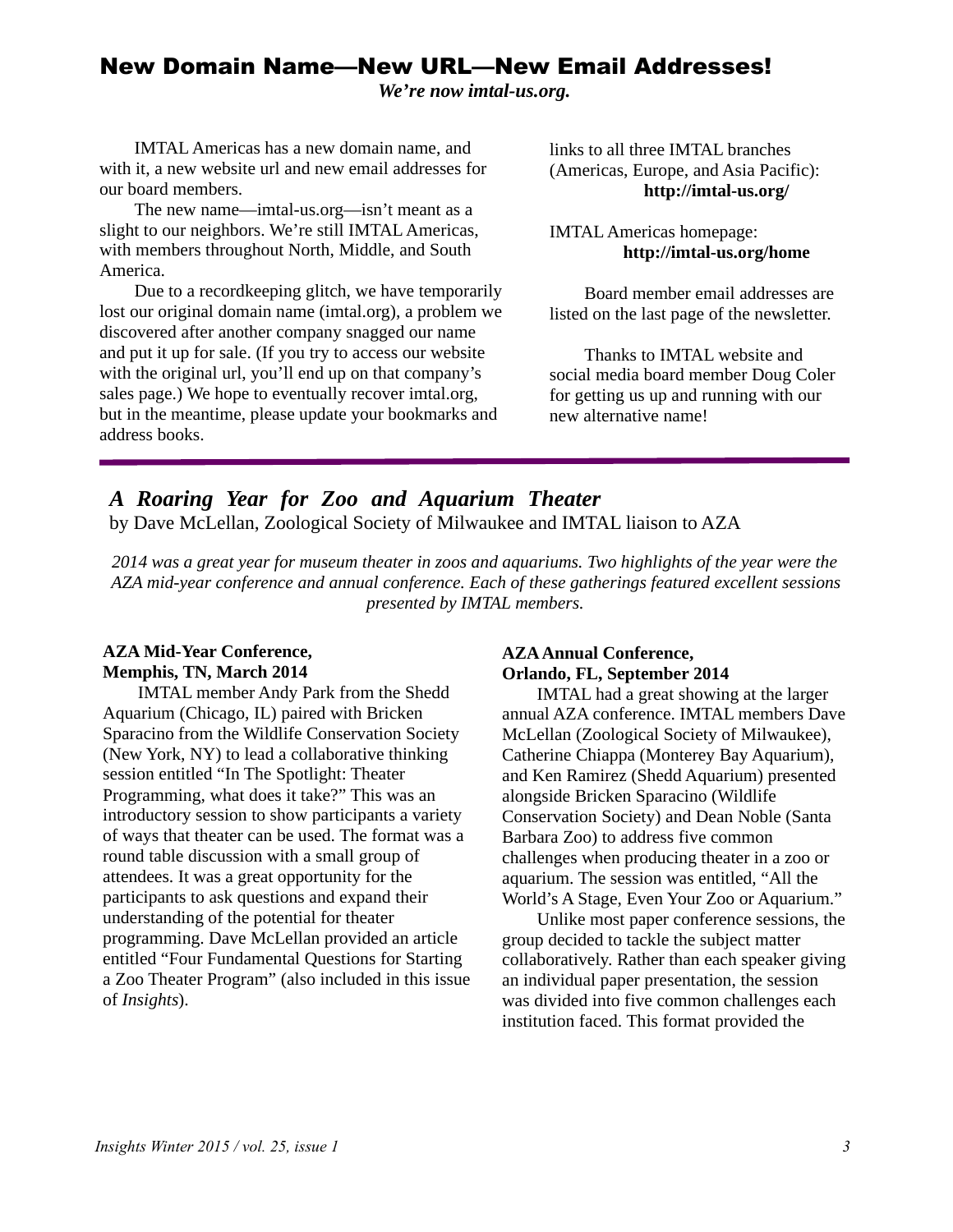## New Domain Name—New URL—New Email Addresses!

***We're now imtal-us.org.***

IMTAL Americas has a new domain name, and with it, a new website url and new email addresses for our board members.

The new name—imtal-us.org—isn't meant as a slight to our neighbors. We're still IMTAL Americas, with members throughout North, Middle, and South America.

Due to a recordkeeping glitch, we have temporarily lost our original domain name (imtal.org), a problem we discovered after another company snagged our name and put it up for sale. (If you try to access our website with the original url, you'll end up on that company's sales page.) We hope to eventually recover imtal.org, but in the meantime, please update your bookmarks and address books.

links to all three IMTAL branches (Americas, Europe, and Asia Pacific):

**http://imtal-us.org/**

IMTAL Americas homepage:

**http://imtal-us.org/home**

Board member email addresses are listed on the last page of the newsletter.

Thanks to IMTAL website and social media board member Doug Coler for getting us up and running with our new alternative name!

---

## *A Roaring Year for Zoo and Aquarium Theater*

by Dave McLellan, Zoological Society of Milwaukee and IMTAL liaison to AZA

*2014 was a great year for museum theater in zoos and aquariums. Two highlights of the year were the AZA mid-year conference and annual conference. Each of these gatherings featured excellent sessions presented by IMTAL members.*

**AZA Mid-Year Conference, Memphis, TN, March 2014**

IMTAL member Andy Park from the Shedd Aquarium (Chicago, IL) paired with Bricken Sparacino from the Wildlife Conservation Society (New York, NY) to lead a collaborative thinking session entitled "In The Spotlight: Theater Programming, what does it take?" This was an introductory session to show participants a variety of ways that theater can be used. The format was a round table discussion with a small group of attendees. It was a great opportunity for the participants to ask questions and expand their understanding of the potential for theater programming. Dave McLellan provided an article entitled "Four Fundamental Questions for Starting a Zoo Theater Program" (also included in this issue of *Insights*).

**AZA Annual Conference, Orlando, FL, September 2014**

IMTAL had a great showing at the larger annual AZA conference. IMTAL members Dave McLellan (Zoological Society of Milwaukee), Catherine Chiappa (Monterey Bay Aquarium), and Ken Ramirez (Shedd Aquarium) presented alongside Bricken Sparacino (Wildlife Conservation Society) and Dean Noble (Santa Barbara Zoo) to address five common challenges when producing theater in a zoo or aquarium. The session was entitled, "All the World's A Stage, Even Your Zoo or Aquarium."

Unlike most paper conference sessions, the group decided to tackle the subject matter collaboratively. Rather than each speaker giving an individual paper presentation, the session was divided into five common challenges each institution faced. This format provided the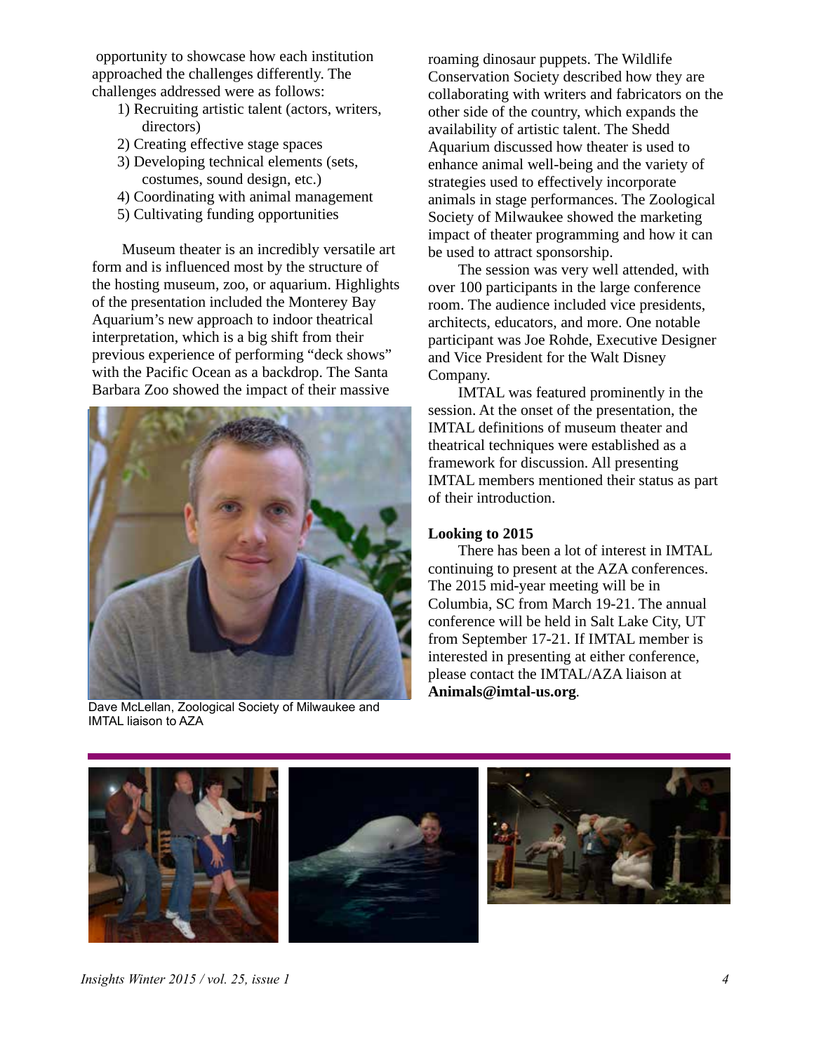opportunity to showcase how each institution approached the challenges differently. The challenges addressed were as follows:

1) Recruiting artistic talent (actors, writers, directors)
2) Creating effective stage spaces
3) Developing technical elements (sets, costumes, sound design, etc.)
4) Coordinating with animal management
5) Cultivating funding opportunities

Museum theater is an incredibly versatile art form and is influenced most by the structure of the hosting museum, zoo, or aquarium. Highlights of the presentation included the Monterey Bay Aquarium's new approach to indoor theatrical interpretation, which is a big shift from their previous experience of performing "deck shows" with the Pacific Ocean as a backdrop. The Santa Barbara Zoo showed the impact of their massive roaming dinosaur puppets. The Wildlife Conservation Society described how they are collaborating with writers and fabricators on the other side of the country, which expands the availability of artistic talent. The Shedd Aquarium discussed how theater is used to enhance animal well-being and the variety of strategies used to effectively incorporate animals in stage performances. The Zoological Society of Milwaukee showed the marketing impact of theater programming and how it can be used to attract sponsorship.

Dave McLellan, Zoological Society of Milwaukee and IMTAL liaison to AZA

The session was very well attended, with over 100 participants in the large conference room. The audience included vice presidents, architects, educators, and more. One notable participant was Joe Rohde, Executive Designer and Vice President for the Walt Disney Company.

IMTAL was featured prominently in the session. At the onset of the presentation, the IMTAL definitions of museum theater and theatrical techniques were established as a framework for discussion. All presenting IMTAL members mentioned their status as part of their introduction.

**Looking to 2015**

There has been a lot of interest in IMTAL continuing to present at the AZA conferences. The 2015 mid-year meeting will be in Columbia, SC from March 19-21. The annual conference will be held in Salt Lake City, UT from September 17-21. If IMTAL member is interested in presenting at either conference, please contact the IMTAL/AZA liaison at **Animals@imtal-us.org**.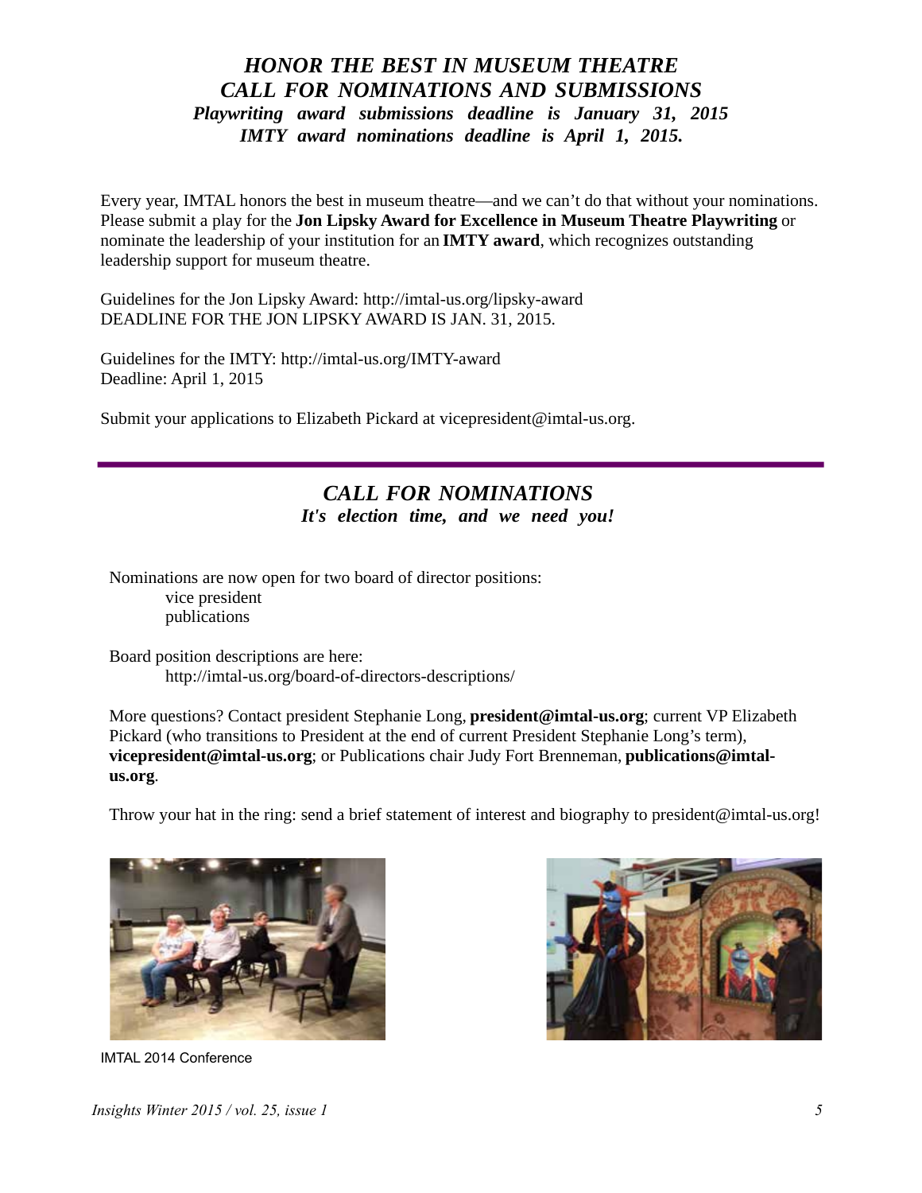## *HONOR THE BEST IN MUSEUM THEATRE*
## *CALL FOR NOMINATIONS AND SUBMISSIONS*

***Playwriting award submissions deadline is January 31, 2015***
***IMTY award nominations deadline is April 1, 2015.***

Every year, IMTAL honors the best in museum theatre—and we can't do that without your nominations. Please submit a play for the **Jon Lipsky Award for Excellence in Museum Theatre Playwriting** or nominate the leadership of your institution for an **IMTY award**, which recognizes outstanding leadership support for museum theatre.

Guidelines for the Jon Lipsky Award: http://imtal-us.org/lipsky-award
DEADLINE FOR THE JON LIPSKY AWARD IS JAN. 31, 2015.

Guidelines for the IMTY: http://imtal-us.org/IMTY-award
Deadline: April 1, 2015

Submit your applications to Elizabeth Pickard at vicepresident@imtal-us.org.

---

## *CALL FOR NOMINATIONS*

***It's election time, and we need you!***

Nominations are now open for two board of director positions:

- vice president
- publications

Board position descriptions are here:
http://imtal-us.org/board-of-directors-descriptions/

More questions? Contact president Stephanie Long, **president@imtal-us.org**; current VP Elizabeth Pickard (who transitions to President at the end of current President Stephanie Long's term), **vicepresident@imtal-us.org**; or Publications chair Judy Fort Brenneman, **publications@imtal-us.org**.

Throw your hat in the ring: send a brief statement of interest and biography to president@imtal-us.org!

IMTAL 2014 Conference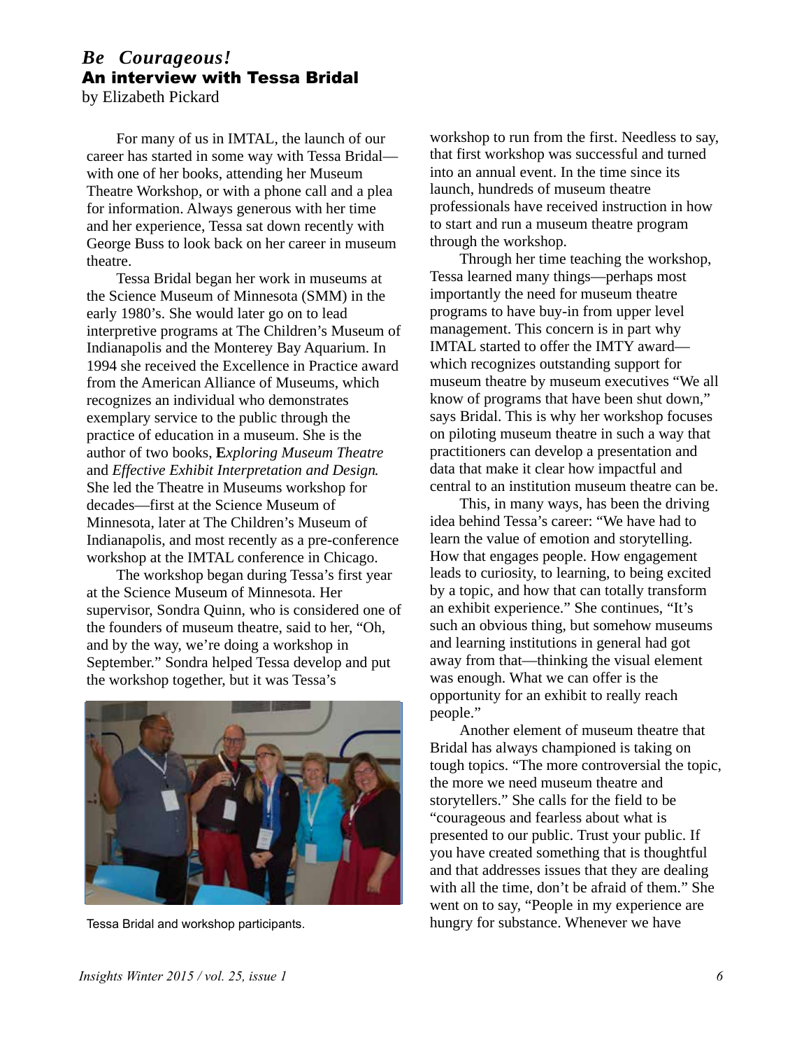# *Be Courageous!*
## An interview with Tessa Bridal

by Elizabeth Pickard

For many of us in IMTAL, the launch of our career has started in some way with Tessa Bridal—with one of her books, attending her Museum Theatre Workshop, or with a phone call and a plea for information. Always generous with her time and her experience, Tessa sat down recently with George Buss to look back on her career in museum theatre.

Tessa Bridal began her work in museums at the Science Museum of Minnesota (SMM) in the early 1980's. She would later go on to lead interpretive programs at The Children's Museum of Indianapolis and the Monterey Bay Aquarium. In 1994 she received the Excellence in Practice award from the American Alliance of Museums, which recognizes an individual who demonstrates exemplary service to the public through the practice of education in a museum. She is the author of two books, **E***xploring Museum Theatre* and *Effective Exhibit Interpretation and Design*. She led the Theatre in Museums workshop for decades—first at the Science Museum of Minnesota, later at The Children's Museum of Indianapolis, and most recently as a pre-conference workshop at the IMTAL conference in Chicago.

The workshop began during Tessa's first year at the Science Museum of Minnesota. Her supervisor, Sondra Quinn, who is considered one of the founders of museum theatre, said to her, "Oh, and by the way, we're doing a workshop in September." Sondra helped Tessa develop and put the workshop together, but it was Tessa's workshop to run from the first. Needless to say, that first workshop was successful and turned into an annual event. In the time since its launch, hundreds of museum theatre professionals have received instruction in how to start and run a museum theatre program through the workshop.

Tessa Bridal and workshop participants.

Through her time teaching the workshop, Tessa learned many things—perhaps most importantly the need for museum theatre programs to have buy-in from upper level management. This concern is in part why IMTAL started to offer the IMTY award—which recognizes outstanding support for museum theatre by museum executives "We all know of programs that have been shut down," says Bridal. This is why her workshop focuses on piloting museum theatre in such a way that practitioners can develop a presentation and data that make it clear how impactful and central to an institution museum theatre can be.

This, in many ways, has been the driving idea behind Tessa's career: "We have had to learn the value of emotion and storytelling. How that engages people. How engagement leads to curiosity, to learning, to being excited by a topic, and how that can totally transform an exhibit experience." She continues, "It's such an obvious thing, but somehow museums and learning institutions in general had got away from that—thinking the visual element was enough. What we can offer is the opportunity for an exhibit to really reach people."

Another element of museum theatre that Bridal has always championed is taking on tough topics. "The more controversial the topic, the more we need museum theatre and storytellers." She calls for the field to be "courageous and fearless about what is presented to our public. Trust your public. If you have created something that is thoughtful and that addresses issues that they are dealing with all the time, don't be afraid of them." She went on to say, "People in my experience are hungry for substance. Whenever we have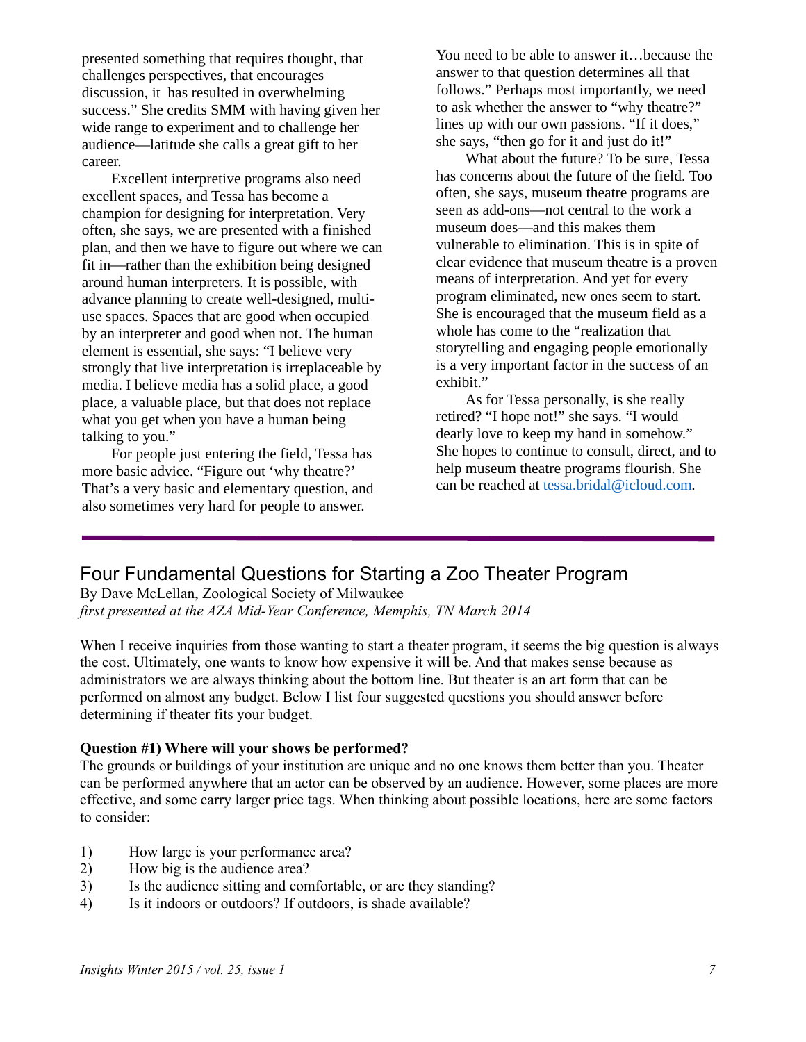presented something that requires thought, that challenges perspectives, that encourages discussion, it has resulted in overwhelming success." She credits SMM with having given her wide range to experiment and to challenge her audience—latitude she calls a great gift to her career.

Excellent interpretive programs also need excellent spaces, and Tessa has become a champion for designing for interpretation. Very often, she says, we are presented with a finished plan, and then we have to figure out where we can fit in—rather than the exhibition being designed around human interpreters. It is possible, with advance planning to create well-designed, multi-use spaces. Spaces that are good when occupied by an interpreter and good when not. The human element is essential, she says: "I believe very strongly that live interpretation is irreplaceable by media. I believe media has a solid place, a good place, a valuable place, but that does not replace what you get when you have a human being talking to you."

For people just entering the field, Tessa has more basic advice. "Figure out 'why theatre?' That's a very basic and elementary question, and also sometimes very hard for people to answer. You need to be able to answer it…because the answer to that question determines all that follows." Perhaps most importantly, we need to ask whether the answer to "why theatre?" lines up with our own passions. "If it does," she says, "then go for it and just do it!"

What about the future? To be sure, Tessa has concerns about the future of the field. Too often, she says, museum theatre programs are seen as add-ons—not central to the work a museum does—and this makes them vulnerable to elimination. This is in spite of clear evidence that museum theatre is a proven means of interpretation. And yet for every program eliminated, new ones seem to start. She is encouraged that the museum field as a whole has come to the "realization that storytelling and engaging people emotionally is a very important factor in the success of an exhibit."

As for Tessa personally, is she really retired? "I hope not!" she says. "I would dearly love to keep my hand in somehow." She hopes to continue to consult, direct, and to help museum theatre programs flourish. She can be reached at tessa.bridal@icloud.com.

---

## Four Fundamental Questions for Starting a Zoo Theater Program

By Dave McLellan, Zoological Society of Milwaukee
*first presented at the AZA Mid-Year Conference, Memphis, TN March 2014*

When I receive inquiries from those wanting to start a theater program, it seems the big question is always the cost. Ultimately, one wants to know how expensive it will be. And that makes sense because as administrators we are always thinking about the bottom line. But theater is an art form that can be performed on almost any budget. Below I list four suggested questions you should answer before determining if theater fits your budget.

**Question #1) Where will your shows be performed?**
The grounds or buildings of your institution are unique and no one knows them better than you. Theater can be performed anywhere that an actor can be observed by an audience. However, some places are more effective, and some carry larger price tags. When thinking about possible locations, here are some factors to consider:

1) How large is your performance area?
2) How big is the audience area?
3) Is the audience sitting and comfortable, or are they standing?
4) Is it indoors or outdoors? If outdoors, is shade available?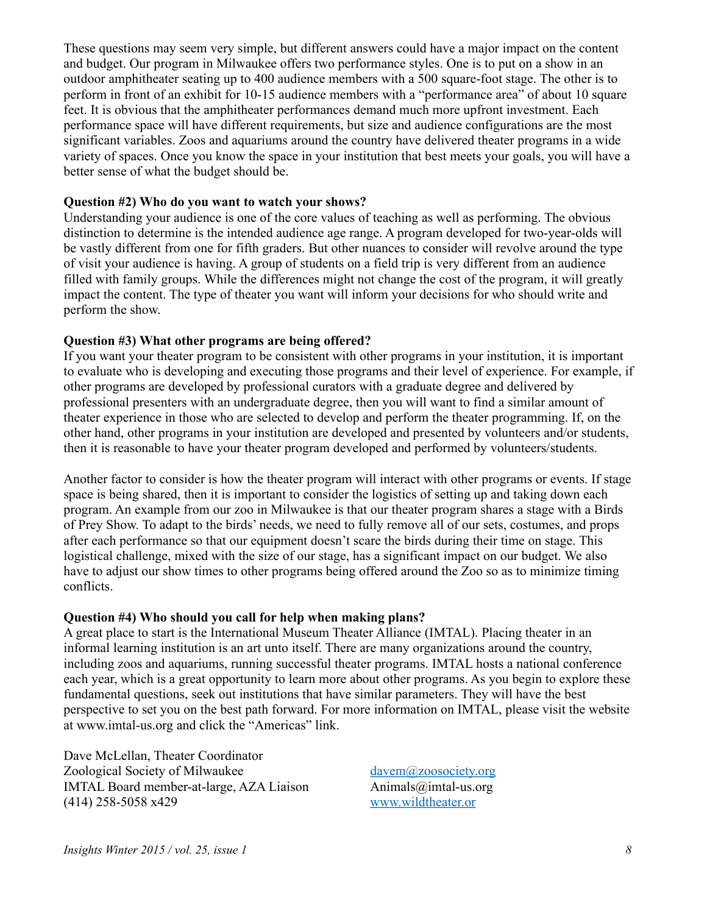These questions may seem very simple, but different answers could have a major impact on the content and budget. Our program in Milwaukee offers two performance styles. One is to put on a show in an outdoor amphitheater seating up to 400 audience members with a 500 square-foot stage. The other is to perform in front of an exhibit for 10-15 audience members with a "performance area" of about 10 square feet. It is obvious that the amphitheater performances demand much more upfront investment. Each performance space will have different requirements, but size and audience configurations are the most significant variables. Zoos and aquariums around the country have delivered theater programs in a wide variety of spaces. Once you know the space in your institution that best meets your goals, you will have a better sense of what the budget should be.

**Question #2) Who do you want to watch your shows?**
Understanding your audience is one of the core values of teaching as well as performing. The obvious distinction to determine is the intended audience age range. A program developed for two-year-olds will be vastly different from one for fifth graders. But other nuances to consider will revolve around the type of visit your audience is having. A group of students on a field trip is very different from an audience filled with family groups. While the differences might not change the cost of the program, it will greatly impact the content. The type of theater you want will inform your decisions for who should write and perform the show.

**Question #3) What other programs are being offered?**
If you want your theater program to be consistent with other programs in your institution, it is important to evaluate who is developing and executing those programs and their level of experience. For example, if other programs are developed by professional curators with a graduate degree and delivered by professional presenters with an undergraduate degree, then you will want to find a similar amount of theater experience in those who are selected to develop and perform the theater programming. If, on the other hand, other programs in your institution are developed and presented by volunteers and/or students, then it is reasonable to have your theater program developed and performed by volunteers/students.

Another factor to consider is how the theater program will interact with other programs or events. If stage space is being shared, then it is important to consider the logistics of setting up and taking down each program. An example from our zoo in Milwaukee is that our theater program shares a stage with a Birds of Prey Show. To adapt to the birds' needs, we need to fully remove all of our sets, costumes, and props after each performance so that our equipment doesn't scare the birds during their time on stage. This logistical challenge, mixed with the size of our stage, has a significant impact on our budget. We also have to adjust our show times to other programs being offered around the Zoo so as to minimize timing conflicts.

**Question #4) Who should you call for help when making plans?**
A great place to start is the International Museum Theater Alliance (IMTAL). Placing theater in an informal learning institution is an art unto itself. There are many organizations around the country, including zoos and aquariums, running successful theater programs. IMTAL hosts a national conference each year, which is a great opportunity to learn more about other programs. As you begin to explore these fundamental questions, seek out institutions that have similar parameters. They will have the best perspective to set you on the best path forward. For more information on IMTAL, please visit the website at www.imtal-us.org and click the "Americas" link.

Dave McLellan, Theater Coordinator
Zoological Society of Milwaukee
IMTAL Board member-at-large, AZA Liaison
(414) 258-5058 x429

davem@zoosociety.org
Animals@imtal-us.org
www.wildtheater.or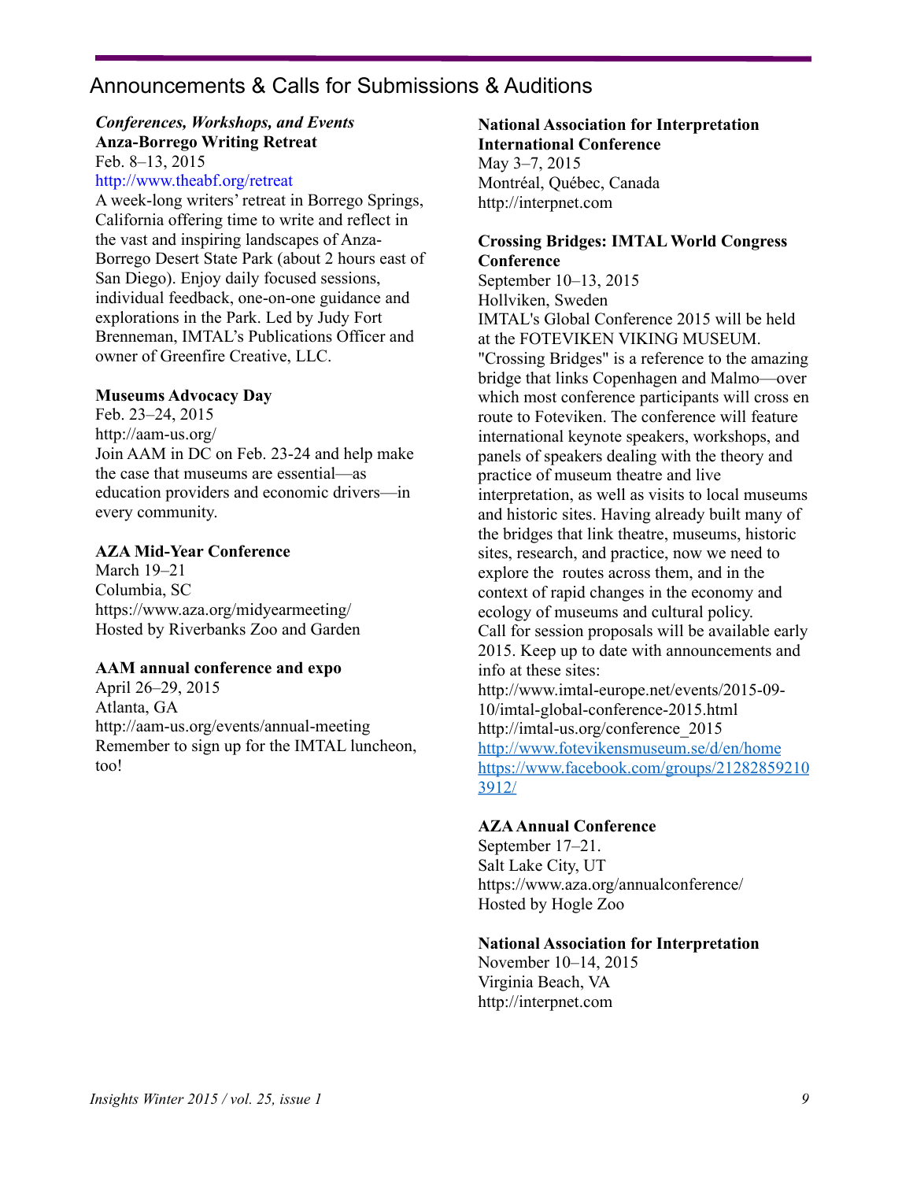## Announcements & Calls for Submissions & Auditions

***Conferences, Workshops, and Events***

**Anza-Borrego Writing Retreat**
Feb. 8–13, 2015
http://www.theabf.org/retreat
A week-long writers' retreat in Borrego Springs, California offering time to write and reflect in the vast and inspiring landscapes of Anza-Borrego Desert State Park (about 2 hours east of San Diego). Enjoy daily focused sessions, individual feedback, one-on-one guidance and explorations in the Park. Led by Judy Fort Brenneman, IMTAL's Publications Officer and owner of Greenfire Creative, LLC.

**Museums Advocacy Day**
Feb. 23–24, 2015
http://aam-us.org/
Join AAM in DC on Feb. 23-24 and help make the case that museums are essential—as education providers and economic drivers—in every community.

**AZA Mid-Year Conference**
March 19–21
Columbia, SC
https://www.aza.org/midyearmeeting/
Hosted by Riverbanks Zoo and Garden

**AAM annual conference and expo**
April 26–29, 2015
Atlanta, GA
http://aam-us.org/events/annual-meeting
Remember to sign up for the IMTAL luncheon, too!

**National Association for Interpretation International Conference**
May 3–7, 2015
Montréal, Québec, Canada
http://interpnet.com

**Crossing Bridges: IMTAL World Congress Conference**
September 10–13, 2015
Hollviken, Sweden
IMTAL's Global Conference 2015 will be held at the FOTEVIKEN VIKING MUSEUM. "Crossing Bridges" is a reference to the amazing bridge that links Copenhagen and Malmo—over which most conference participants will cross en route to Foteviken. The conference will feature international keynote speakers, workshops, and panels of speakers dealing with the theory and practice of museum theatre and live interpretation, as well as visits to local museums and historic sites. Having already built many of the bridges that link theatre, museums, historic sites, research, and practice, now we need to explore the routes across them, and in the context of rapid changes in the economy and ecology of museums and cultural policy.
Call for session proposals will be available early 2015. Keep up to date with announcements and info at these sites:
http://www.imtal-europe.net/events/2015-09-10/imtal-global-conference-2015.html
http://imtal-us.org/conference_2015
http://www.fotevikensmuseum.se/d/en/home
https://www.facebook.com/groups/212828592103912/

**AZA Annual Conference**
September 17–21.
Salt Lake City, UT
https://www.aza.org/annualconference/
Hosted by Hogle Zoo

**National Association for Interpretation**
November 10–14, 2015
Virginia Beach, VA
http://interpnet.com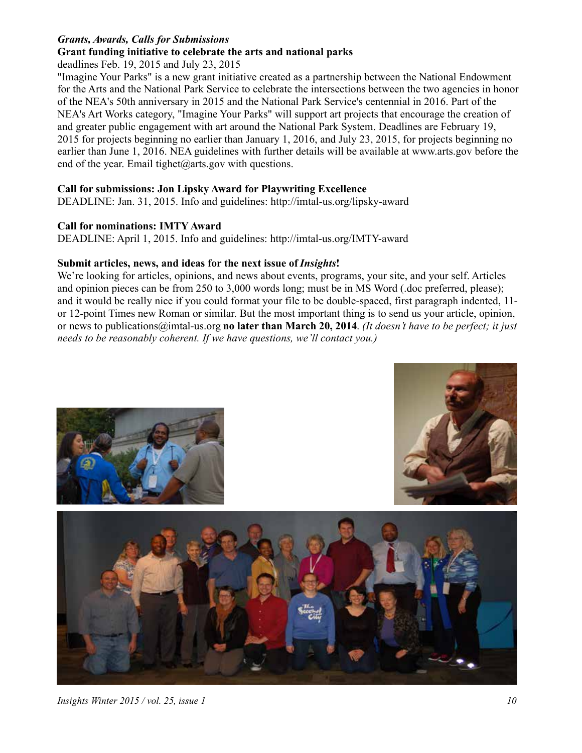***Grants, Awards, Calls for Submissions***

**Grant funding initiative to celebrate the arts and national parks**

deadlines Feb. 19, 2015 and July 23, 2015

"Imagine Your Parks" is a new grant initiative created as a partnership between the National Endowment for the Arts and the National Park Service to celebrate the intersections between the two agencies in honor of the NEA's 50th anniversary in 2015 and the National Park Service's centennial in 2016. Part of the NEA's Art Works category, "Imagine Your Parks" will support art projects that encourage the creation of and greater public engagement with art around the National Park System. Deadlines are February 19, 2015 for projects beginning no earlier than January 1, 2016, and July 23, 2015, for projects beginning no earlier than June 1, 2016. NEA guidelines with further details will be available at www.arts.gov before the end of the year. Email tighet@arts.gov with questions.

**Call for submissions: Jon Lipsky Award for Playwriting Excellence**

DEADLINE: Jan. 31, 2015. Info and guidelines: http://imtal-us.org/lipsky-award

**Call for nominations: IMTY Award**

DEADLINE: April 1, 2015. Info and guidelines: http://imtal-us.org/IMTY-award

**Submit articles, news, and ideas for the next issue of *Insights*!**

We're looking for articles, opinions, and news about events, programs, your site, and your self. Articles and opinion pieces can be from 250 to 3,000 words long; must be in MS Word (.doc preferred, please); and it would be really nice if you could format your file to be double-spaced, first paragraph indented, 11- or 12-point Times new Roman or similar. But the most important thing is to send us your article, opinion, or news to publications@imtal-us.org **no later than March 20, 2014**. *(It doesn't have to be perfect; it just needs to be reasonably coherent. If we have questions, we'll contact you.)*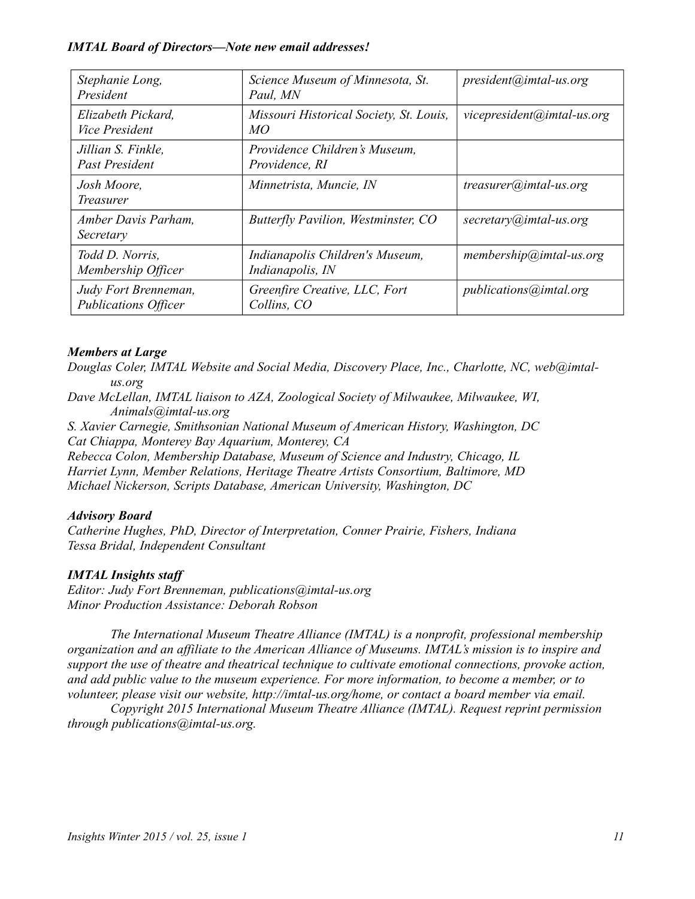***IMTAL Board of Directors—Note new email addresses!***

| | | |
|---|---|---|
| *Stephanie Long, President* | *Science Museum of Minnesota, St. Paul, MN* | *president@imtal-us.org* |
| *Elizabeth Pickard, Vice President* | *Missouri Historical Society, St. Louis, MO* | *vicepresident@imtal-us.org* |
| *Jillian S. Finkle, Past President* | *Providence Children's Museum, Providence, RI* | |
| *Josh Moore, Treasurer* | *Minnetrista, Muncie, IN* | *treasurer@imtal-us.org* |
| *Amber Davis Parham, Secretary* | *Butterfly Pavilion, Westminster, CO* | *secretary@imtal-us.org* |
| *Todd D. Norris, Membership Officer* | *Indianapolis Children's Museum, Indianapolis, IN* | *membership@imtal-us.org* |
| *Judy Fort Brenneman, Publications Officer* | *Greenfire Creative, LLC, Fort Collins, CO* | *publications@imtal.org* |

***Members at Large***

*Douglas Coler, IMTAL Website and Social Media, Discovery Place, Inc., Charlotte, NC, web@imtal-us.org*

*Dave McLellan, IMTAL liaison to AZA, Zoological Society of Milwaukee, Milwaukee, WI, Animals@imtal-us.org*

*S. Xavier Carnegie, Smithsonian National Museum of American History, Washington, DC*

*Cat Chiappa, Monterey Bay Aquarium, Monterey, CA*

*Rebecca Colon, Membership Database, Museum of Science and Industry, Chicago, IL*

*Harriet Lynn, Member Relations, Heritage Theatre Artists Consortium, Baltimore, MD*

*Michael Nickerson, Scripts Database, American University, Washington, DC*

***Advisory Board***

*Catherine Hughes, PhD, Director of Interpretation, Conner Prairie, Fishers, Indiana*

*Tessa Bridal, Independent Consultant*

***IMTAL Insights staff***

*Editor: Judy Fort Brenneman, publications@imtal-us.org*

*Minor Production Assistance: Deborah Robson*

*The International Museum Theatre Alliance (IMTAL) is a nonprofit, professional membership organization and an affiliate to the American Alliance of Museums. IMTAL's mission is to inspire and support the use of theatre and theatrical technique to cultivate emotional connections, provoke action, and add public value to the museum experience. For more information, to become a member, or to volunteer, please visit our website, http://imtal-us.org/home, or contact a board member via email.*

*Copyright 2015 International Museum Theatre Alliance (IMTAL). Request reprint permission through publications@imtal-us.org.*